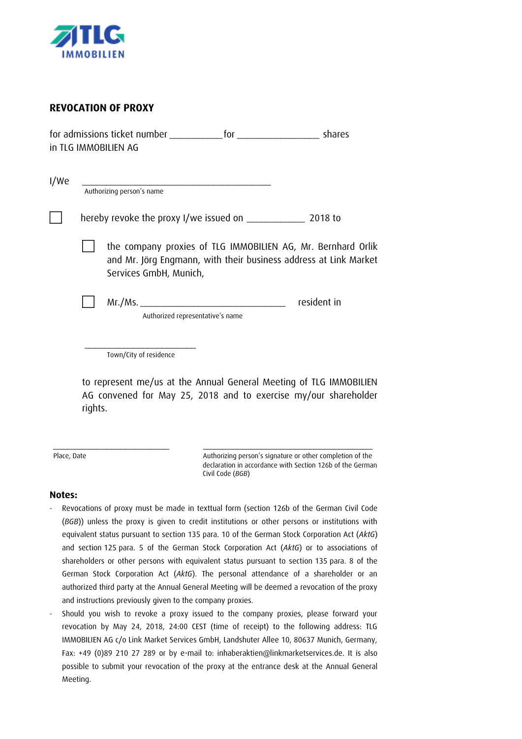TLG IMMOBILIEN

## REVOCATION OF PROXY

for admissions ticket number __________ for ________________ shares
in TLG IMMOBILIEN AG

I/We ____________________________________
Authorizing person's name

☐ hereby revoke the proxy I/we issued on ___________ 2018 to

☐ the company proxies of TLG IMMOBILIEN AG, Mr. Bernhard Orlik and Mr. Jörg Engmann, with their business address at Link Market Services GmbH, Munich,

☐ Mr./Ms. _____________________________ resident in
Authorized representative's name

________________________
Town/City of residence

to represent me/us at the Annual General Meeting of TLG IMMOBILIEN AG convened for May 25, 2018 and to exercise my/our shareholder rights.

__________________________
Place, Date

________________________________
Authorizing person's signature or other completion of the declaration in accordance with Section 126b of the German Civil Code (*BGB*)

**Notes:**

- Revocations of proxy must be made in texttual form (section 126b of the German Civil Code (*BGB*)) unless the proxy is given to credit institutions or other persons or institutions with equivalent status pursuant to section 135 para. 10 of the German Stock Corporation Act (*AktG*) and section 125 para. 5 of the German Stock Corporation Act (*AktG*) or to associations of shareholders or other persons with equivalent status pursuant to section 135 para. 8 of the German Stock Corporation Act (*AktG*). The personal attendance of a shareholder or an authorized third party at the Annual General Meeting will be deemed a revocation of the proxy and instructions previously given to the company proxies.
- Should you wish to revoke a proxy issued to the company proxies, please forward your revocation by May 24, 2018, 24:00 CEST (time of receipt) to the following address: TLG IMMOBILIEN AG c/o Link Market Services GmbH, Landshuter Allee 10, 80637 Munich, Germany, Fax: +49 (0)89 210 27 289 or by e-mail to: inhaberaktien@linkmarketservices.de. It is also possible to submit your revocation of the proxy at the entrance desk at the Annual General Meeting.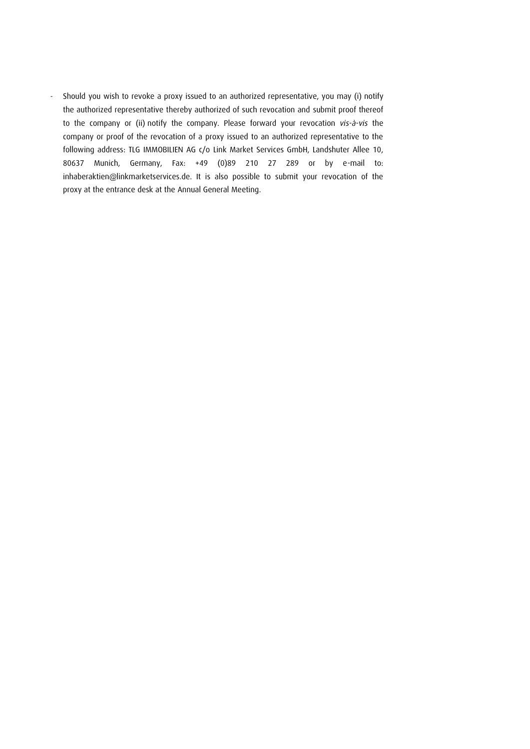- Should you wish to revoke a proxy issued to an authorized representative, you may (i) notify the authorized representative thereby authorized of such revocation and submit proof thereof to the company or (ii) notify the company. Please forward your revocation *vis-à-vis* the company or proof of the revocation of a proxy issued to an authorized representative to the following address: TLG IMMOBILIEN AG c/o Link Market Services GmbH, Landshuter Allee 10, 80637 Munich, Germany, Fax: +49 (0)89 210 27 289 or by e-mail to: inhaberaktien@linkmarketservices.de. It is also possible to submit your revocation of the proxy at the entrance desk at the Annual General Meeting.